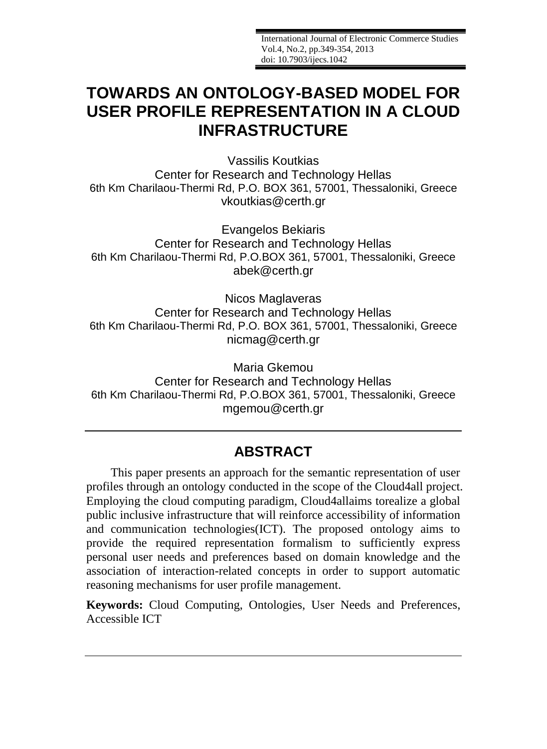# TOWARDS AN ONTOLOGY-BASED MODEL FOR USER PROFILE REPRESENTATION IN A CLOUD INFRASTRUCTURE

Vassilis Koutkias
Center for Research and Technology Hellas
6th Km Charilaou-Thermi Rd, P.O. BOX 361, 57001, Thessaloniki, Greece
vkoutkias@certh.gr

Evangelos Bekiaris
Center for Research and Technology Hellas
6th Km Charilaou-Thermi Rd, P.O.BOX 361, 57001, Thessaloniki, Greece
abek@certh.gr

Nicos Maglaveras
Center for Research and Technology Hellas
6th Km Charilaou-Thermi Rd, P.O. BOX 361, 57001, Thessaloniki, Greece
nicmag@certh.gr

Maria Gkemou
Center for Research and Technology Hellas
6th Km Charilaou-Thermi Rd, P.O.BOX 361, 57001, Thessaloniki, Greece
mgemou@certh.gr

## ABSTRACT

This paper presents an approach for the semantic representation of user profiles through an ontology conducted in the scope of the Cloud4all project. Employing the cloud computing paradigm, Cloud4allaims torealize a global public inclusive infrastructure that will reinforce accessibility of information and communication technologies(ICT). The proposed ontology aims to provide the required representation formalism to sufficiently express personal user needs and preferences based on domain knowledge and the association of interaction-related concepts in order to support automatic reasoning mechanisms for user profile management.

**Keywords:** Cloud Computing, Ontologies, User Needs and Preferences, Accessible ICT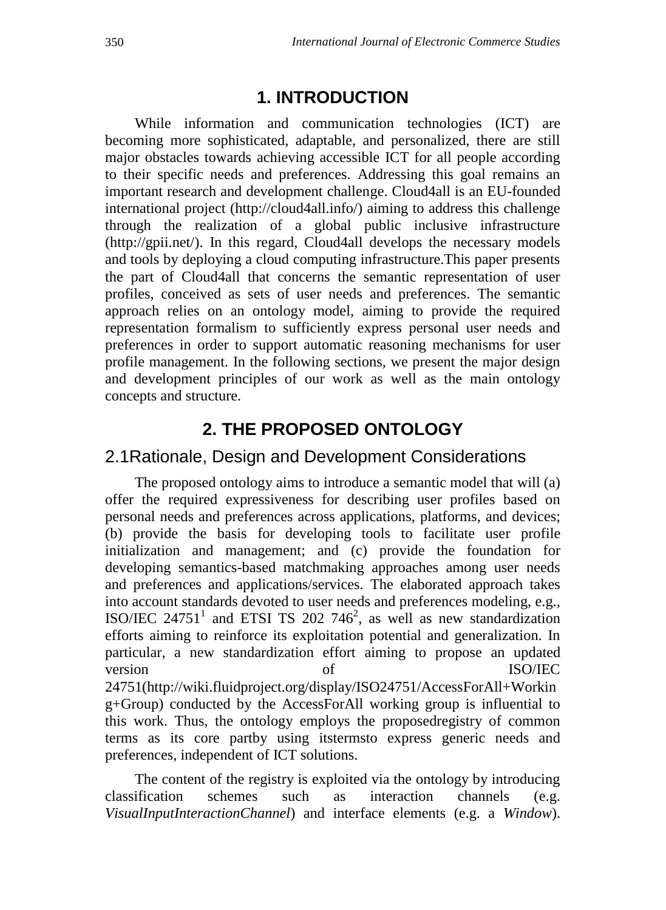# 1. INTRODUCTION

While information and communication technologies (ICT) are becoming more sophisticated, adaptable, and personalized, there are still major obstacles towards achieving accessible ICT for all people according to their specific needs and preferences. Addressing this goal remains an important research and development challenge. Cloud4all is an EU-founded international project (http://cloud4all.info/) aiming to address this challenge through the realization of a global public inclusive infrastructure (http://gpii.net/). In this regard, Cloud4all develops the necessary models and tools by deploying a cloud computing infrastructure.This paper presents the part of Cloud4all that concerns the semantic representation of user profiles, conceived as sets of user needs and preferences. The semantic approach relies on an ontology model, aiming to provide the required representation formalism to sufficiently express personal user needs and preferences in order to support automatic reasoning mechanisms for user profile management. In the following sections, we present the major design and development principles of our work as well as the main ontology concepts and structure.

# 2. THE PROPOSED ONTOLOGY

## 2.1Rationale, Design and Development Considerations

The proposed ontology aims to introduce a semantic model that will (a) offer the required expressiveness for describing user profiles based on personal needs and preferences across applications, platforms, and devices; (b) provide the basis for developing tools to facilitate user profile initialization and management; and (c) provide the foundation for developing semantics-based matchmaking approaches among user needs and preferences and applications/services. The elaborated approach takes into account standards devoted to user needs and preferences modeling, e.g., ISO/IEC 24751[1] and ETSI TS 202 746[2], as well as new standardization efforts aiming to reinforce its exploitation potential and generalization. In particular, a new standardization effort aiming to propose an updated version of ISO/IEC 24751(http://wiki.fluidproject.org/display/ISO24751/AccessForAll+Working+Group) conducted by the AccessForAll working group is influential to this work. Thus, the ontology employs the proposedregistry of common terms as its core partby using itstermsto express generic needs and preferences, independent of ICT solutions.

The content of the registry is exploited via the ontology by introducing classification schemes such as interaction channels (e.g. *VisualInputInteractionChannel*) and interface elements (e.g. a *Window*).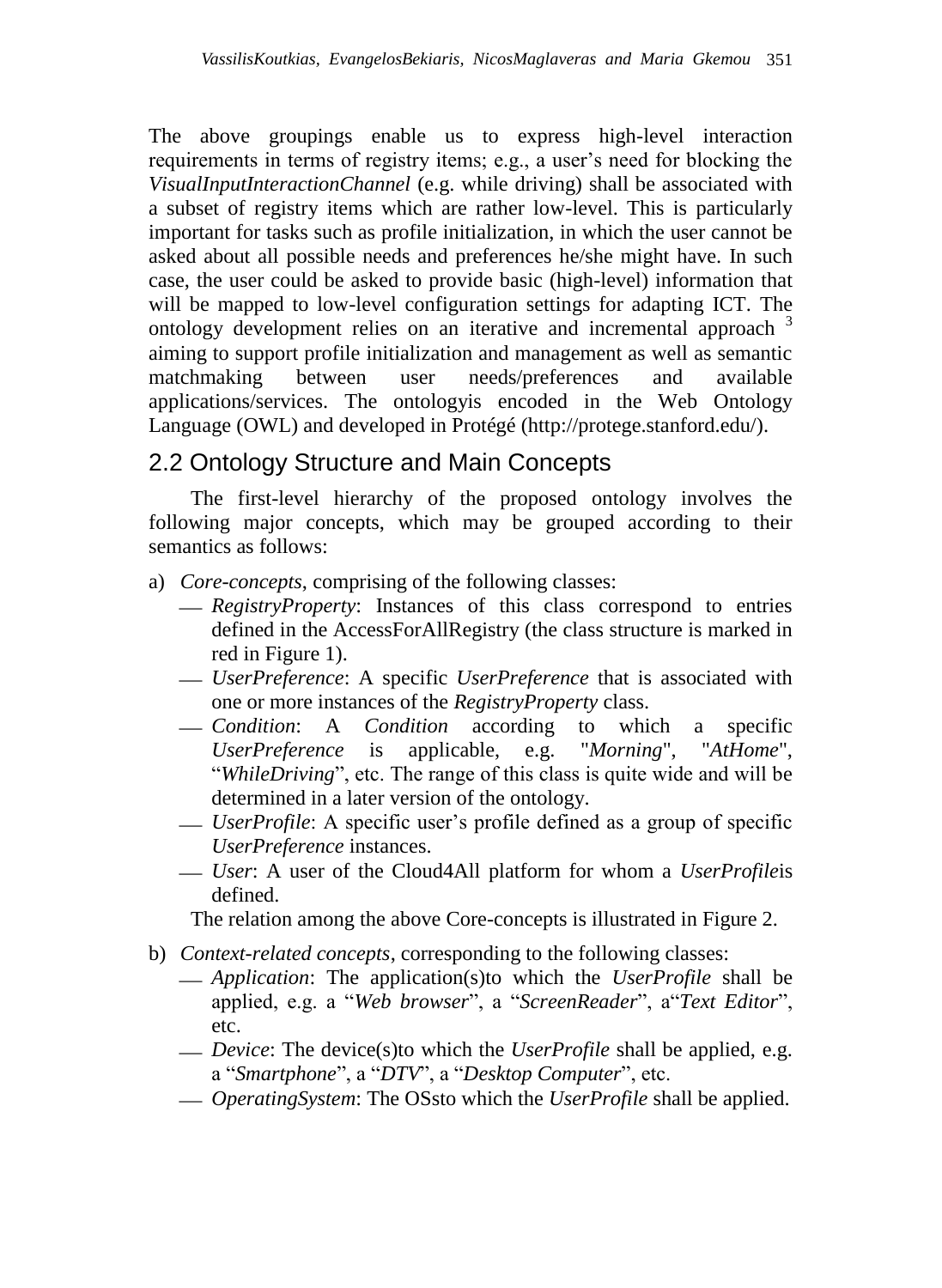The above groupings enable us to express high-level interaction requirements in terms of registry items; e.g., a user's need for blocking the *VisualInputInteractionChannel* (e.g. while driving) shall be associated with a subset of registry items which are rather low-level. This is particularly important for tasks such as profile initialization, in which the user cannot be asked about all possible needs and preferences he/she might have. In such case, the user could be asked to provide basic (high-level) information that will be mapped to low-level configuration settings for adapting ICT. The ontology development relies on an iterative and incremental approach [3] aiming to support profile initialization and management as well as semantic matchmaking between user needs/preferences and available applications/services. The ontologyis encoded in the Web Ontology Language (OWL) and developed in Protégé (http://protege.stanford.edu/).

## 2.2 Ontology Structure and Main Concepts

The first-level hierarchy of the proposed ontology involves the following major concepts, which may be grouped according to their semantics as follows:

a) *Core-concepts*, comprising of the following classes:
   - *RegistryProperty*: Instances of this class correspond to entries defined in the AccessForAllRegistry (the class structure is marked in red in Figure 1).
   - *UserPreference*: A specific *UserPreference* that is associated with one or more instances of the *RegistryProperty* class.
   - *Condition*: A *Condition* according to which a specific *UserPreference* is applicable, e.g. "*Morning*", "*AtHome*", "*WhileDriving*", etc. The range of this class is quite wide and will be determined in a later version of the ontology.
   - *UserProfile*: A specific user's profile defined as a group of specific *UserPreference* instances.
   - *User*: A user of the Cloud4All platform for whom a *UserProfile*is defined.

   The relation among the above Core-concepts is illustrated in Figure 2.

b) *Context-related concepts*, corresponding to the following classes:
   - *Application*: The application(s)to which the *UserProfile* shall be applied, e.g. a "*Web browser*", a "*ScreenReader*", a"*Text Editor*", etc.
   - *Device*: The device(s)to which the *UserProfile* shall be applied, e.g. a "*Smartphone*", a "*DTV*", a "*Desktop Computer*", etc.
   - *OperatingSystem*: The OSsto which the *UserProfile* shall be applied.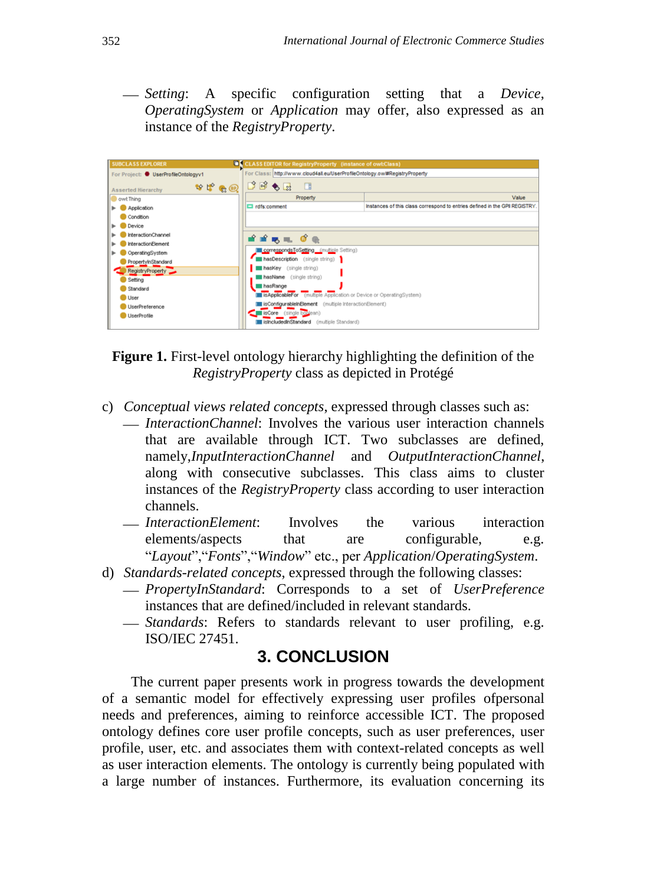— *Setting*: A specific configuration setting that a *Device*, *OperatingSystem* or *Application* may offer, also expressed as an instance of the *RegistryProperty*.

**Figure 1.** First-level ontology hierarchy highlighting the definition of the *RegistryProperty* class as depicted in Protégé

c) *Conceptual views related concepts*, expressed through classes such as:
   - *InteractionChannel*: Involves the various user interaction channels that are available through ICT. Two subclasses are defined, namely,*InputInteractionChannel* and *OutputInteractionChannel*, along with consecutive subclasses. This class aims to cluster instances of the *RegistryProperty* class according to user interaction channels.
   - *InteractionElement*: Involves the various interaction elements/aspects that are configurable, e.g. "*Layout*","*Fonts*","*Window*" etc., per *Application*/*OperatingSystem*.

d) *Standards-related concepts*, expressed through the following classes:
   - *PropertyInStandard*: Corresponds to a set of *UserPreference* instances that are defined/included in relevant standards.
   - *Standards*: Refers to standards relevant to user profiling, e.g. ISO/IEC 27451.

## 3. CONCLUSION

The current paper presents work in progress towards the development of a semantic model for effectively expressing user profiles ofpersonal needs and preferences, aiming to reinforce accessible ICT. The proposed ontology defines core user profile concepts, such as user preferences, user profile, user, etc. and associates them with context-related concepts as well as user interaction elements. The ontology is currently being populated with a large number of instances. Furthermore, its evaluation concerning its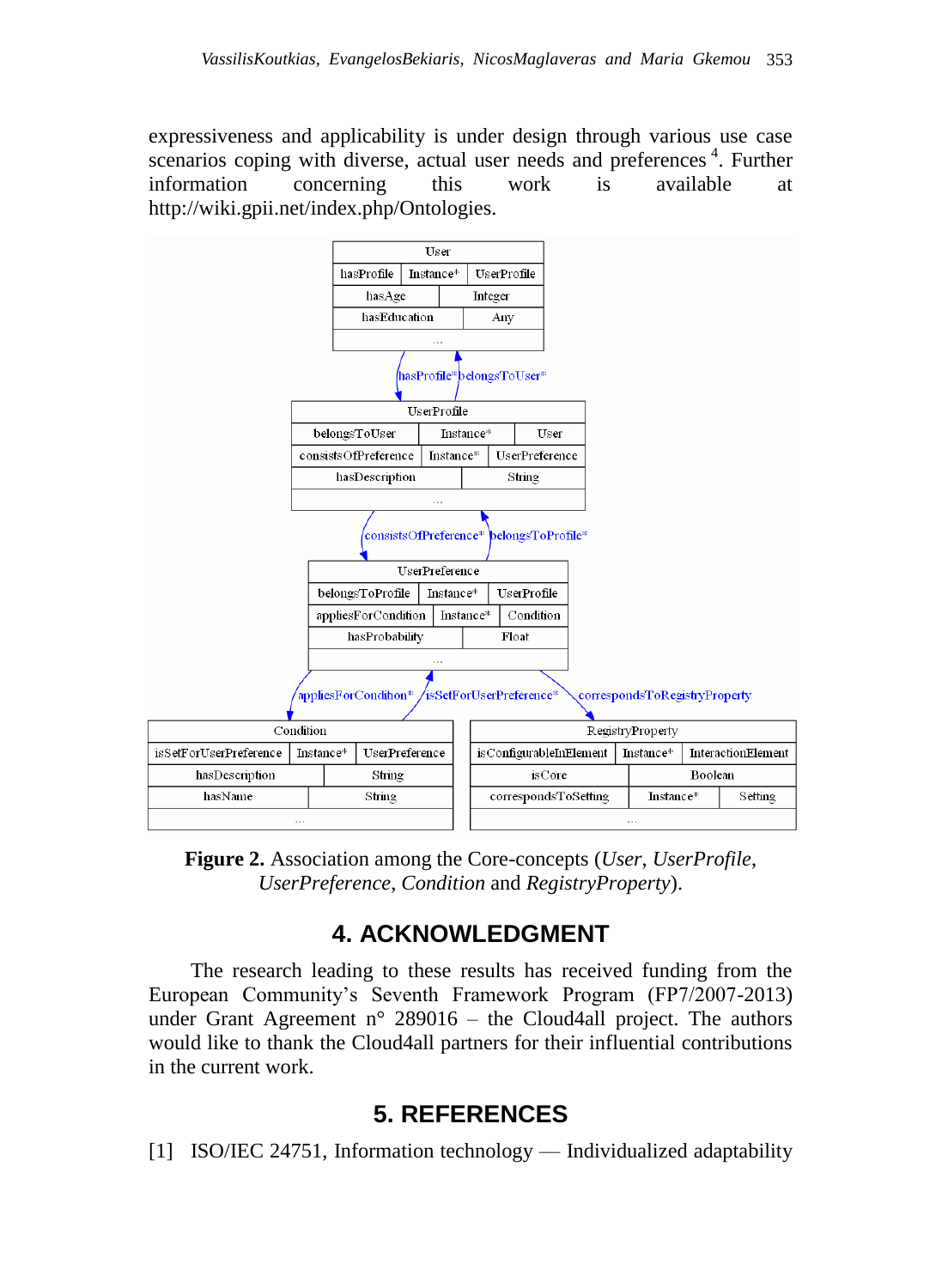expressiveness and applicability is under design through various use case scenarios coping with diverse, actual user needs and preferences [4]. Further information concerning this work is available at http://wiki.gpii.net/index.php/Ontologies.

**Figure 2.** Association among the Core-concepts (*User*, *UserProfile*, *UserPreference*, *Condition* and *RegistryProperty*).

## 4. ACKNOWLEDGMENT

The research leading to these results has received funding from the European Community's Seventh Framework Program (FP7/2007-2013) under Grant Agreement n° 289016 – the Cloud4all project. The authors would like to thank the Cloud4all partners for their influential contributions in the current work.

## 5. REFERENCES

[1] ISO/IEC 24751, Information technology — Individualized adaptability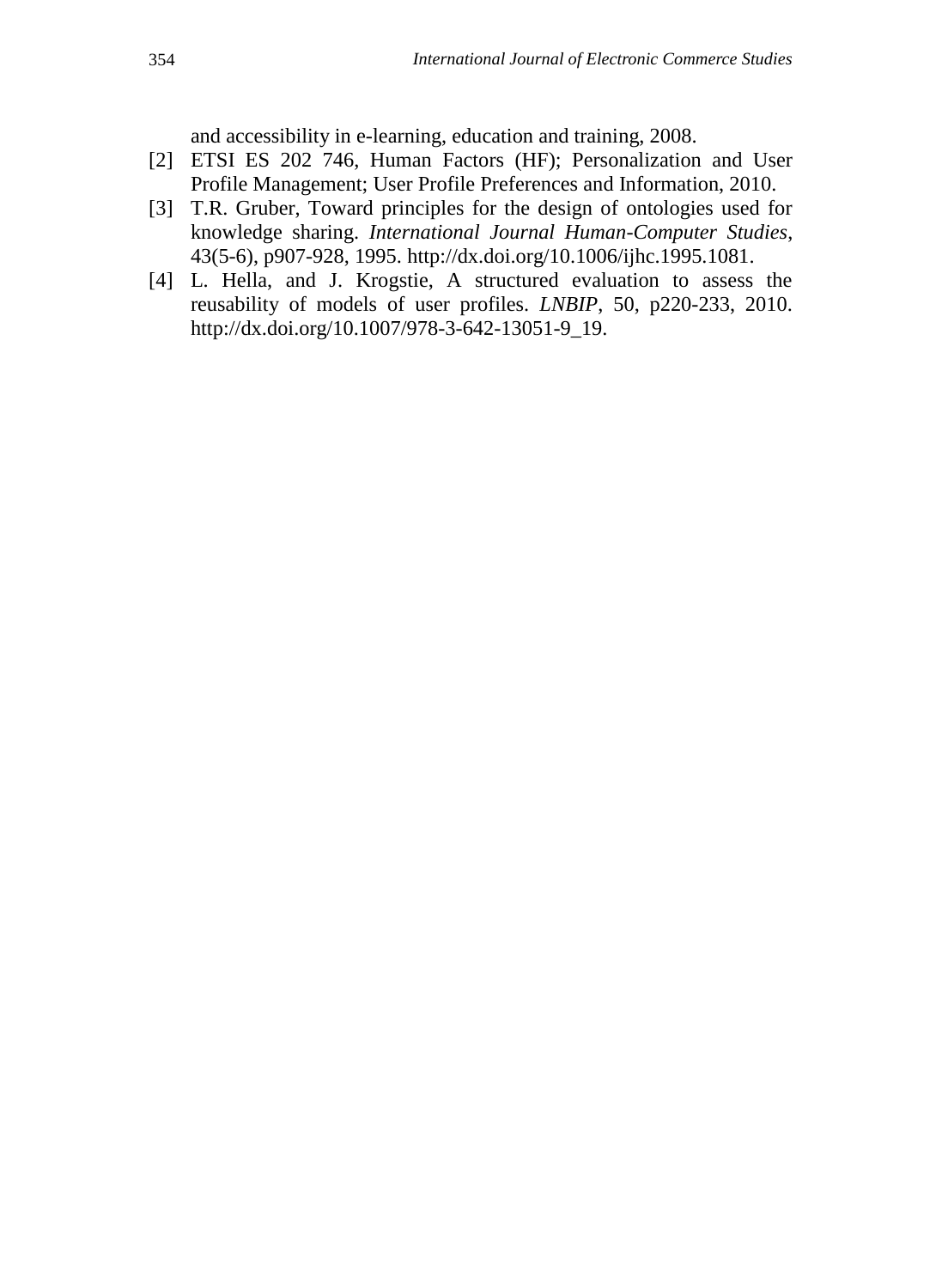and accessibility in e-learning, education and training, 2008.

[2] ETSI ES 202 746, Human Factors (HF); Personalization and User Profile Management; User Profile Preferences and Information, 2010.

[3] T.R. Gruber, Toward principles for the design of ontologies used for knowledge sharing. *International Journal Human-Computer Studies*, 43(5-6), p907-928, 1995. http://dx.doi.org/10.1006/ijhc.1995.1081.

[4] L. Hella, and J. Krogstie, A structured evaluation to assess the reusability of models of user profiles. *LNBIP*, 50, p220-233, 2010. http://dx.doi.org/10.1007/978-3-642-13051-9_19.